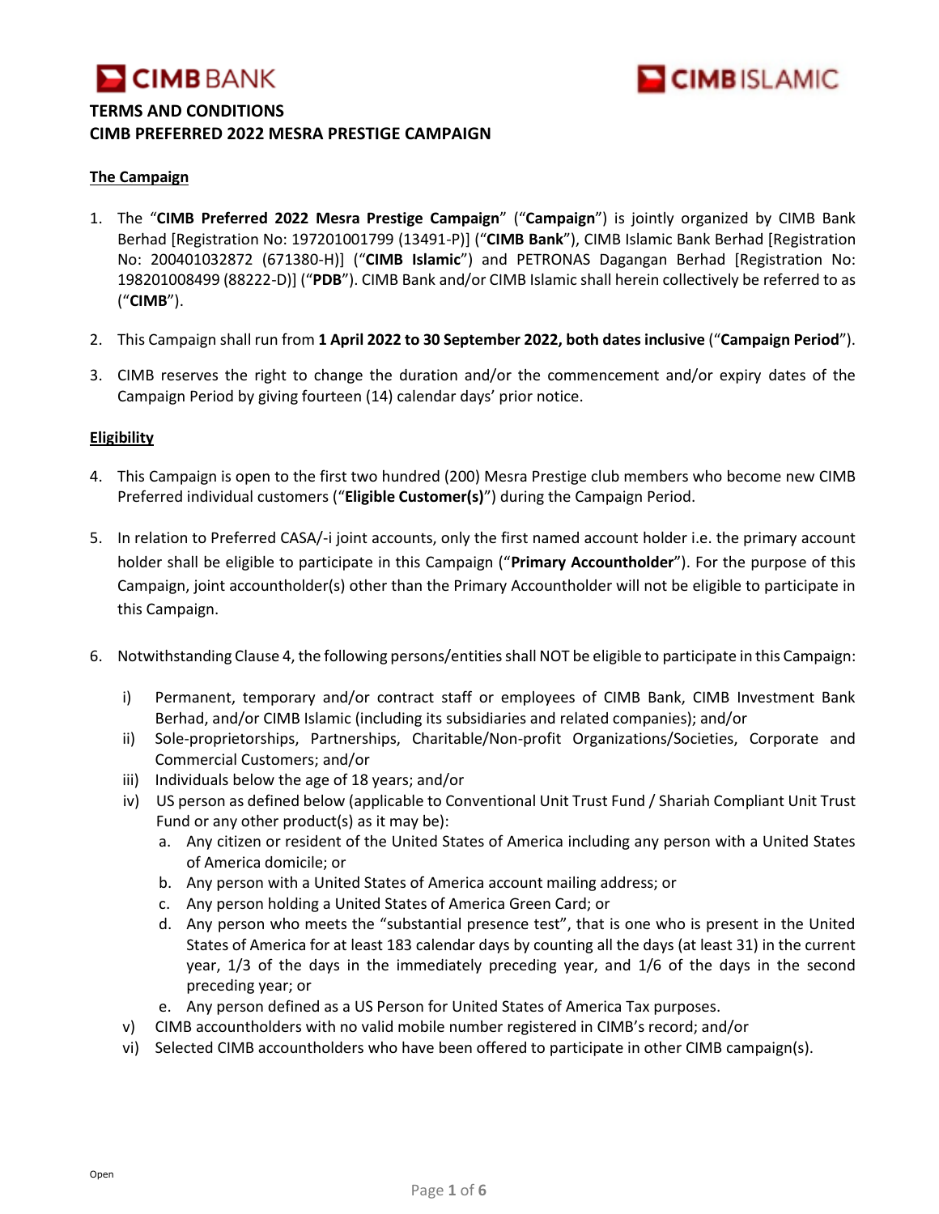# TERMS AND CONDITIONS
# CIMB PREFERRED 2022 MESRA PRESTIGE CAMPAIGN

## The Campaign

1. The "**CIMB Preferred 2022 Mesra Prestige Campaign**" ("**Campaign**") is jointly organized by CIMB Bank Berhad [Registration No: 197201001799 (13491-P)] ("**CIMB Bank**"), CIMB Islamic Bank Berhad [Registration No: 200401032872 (671380-H)] ("**CIMB Islamic**") and PETRONAS Dagangan Berhad [Registration No: 198201008499 (88222-D)] ("**PDB**"). CIMB Bank and/or CIMB Islamic shall herein collectively be referred to as ("**CIMB**").

2. This Campaign shall run from **1 April 2022 to 30 September 2022, both dates inclusive** ("**Campaign Period**").

3. CIMB reserves the right to change the duration and/or the commencement and/or expiry dates of the Campaign Period by giving fourteen (14) calendar days' prior notice.

## Eligibility

4. This Campaign is open to the first two hundred (200) Mesra Prestige club members who become new CIMB Preferred individual customers ("**Eligible Customer(s)**") during the Campaign Period.

5. In relation to Preferred CASA/-i joint accounts, only the first named account holder i.e. the primary account holder shall be eligible to participate in this Campaign ("**Primary Accountholder**"). For the purpose of this Campaign, joint accountholder(s) other than the Primary Accountholder will not be eligible to participate in this Campaign.

6. Notwithstanding Clause 4, the following persons/entities shall NOT be eligible to participate in this Campaign:

   i) Permanent, temporary and/or contract staff or employees of CIMB Bank, CIMB Investment Bank Berhad, and/or CIMB Islamic (including its subsidiaries and related companies); and/or
   
   ii) Sole-proprietorships, Partnerships, Charitable/Non-profit Organizations/Societies, Corporate and Commercial Customers; and/or
   
   iii) Individuals below the age of 18 years; and/or
   
   iv) US person as defined below (applicable to Conventional Unit Trust Fund / Shariah Compliant Unit Trust Fund or any other product(s) as it may be):
      a. Any citizen or resident of the United States of America including any person with a United States of America domicile; or
      b. Any person with a United States of America account mailing address; or
      c. Any person holding a United States of America Green Card; or
      d. Any person who meets the "substantial presence test", that is one who is present in the United States of America for at least 183 calendar days by counting all the days (at least 31) in the current year, 1/3 of the days in the immediately preceding year, and 1/6 of the days in the second preceding year; or
      e. Any person defined as a US Person for United States of America Tax purposes.
   
   v) CIMB accountholders with no valid mobile number registered in CIMB's record; and/or
   
   vi) Selected CIMB accountholders who have been offered to participate in other CIMB campaign(s).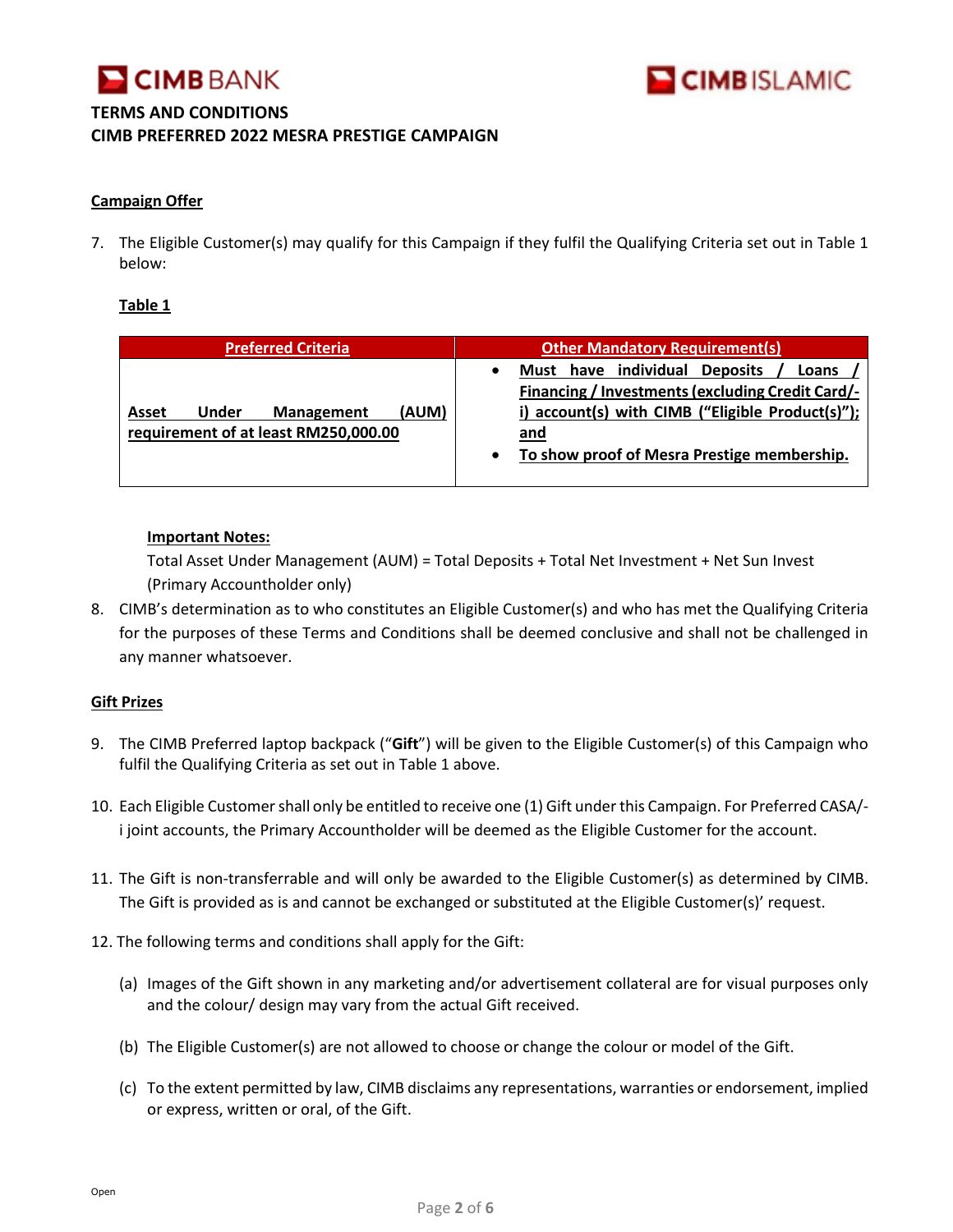# TERMS AND CONDITIONS
## CIMB PREFERRED 2022 MESRA PRESTIGE CAMPAIGN

**Campaign Offer**

7. The Eligible Customer(s) may qualify for this Campaign if they fulfil the Qualifying Criteria set out in Table 1 below:

   **Table 1**

   | Preferred Criteria | Other Mandatory Requirement(s) |
   | --- | --- |
   | **Asset Under Management (AUM) requirement of at least RM250,000.00** | • **Must have individual Deposits / Loans / Financing / Investments (excluding Credit Card/-i) account(s) with CIMB ("Eligible Product(s)"); and**<br>• **To show proof of Mesra Prestige membership.** |

   **Important Notes:**

   Total Asset Under Management (AUM) = Total Deposits + Total Net Investment + Net Sun Invest (Primary Accountholder only)

8. CIMB's determination as to who constitutes an Eligible Customer(s) and who has met the Qualifying Criteria for the purposes of these Terms and Conditions shall be deemed conclusive and shall not be challenged in any manner whatsoever.

**Gift Prizes**

9. The CIMB Preferred laptop backpack ("**Gift**") will be given to the Eligible Customer(s) of this Campaign who fulfil the Qualifying Criteria as set out in Table 1 above.

10. Each Eligible Customer shall only be entitled to receive one (1) Gift under this Campaign. For Preferred CASA/-i joint accounts, the Primary Accountholder will be deemed as the Eligible Customer for the account.

11. The Gift is non-transferrable and will only be awarded to the Eligible Customer(s) as determined by CIMB. The Gift is provided as is and cannot be exchanged or substituted at the Eligible Customer(s)' request.

12. The following terms and conditions shall apply for the Gift:

    (a) Images of the Gift shown in any marketing and/or advertisement collateral are for visual purposes only and the colour/ design may vary from the actual Gift received.

    (b) The Eligible Customer(s) are not allowed to choose or change the colour or model of the Gift.

    (c) To the extent permitted by law, CIMB disclaims any representations, warranties or endorsement, implied or express, written or oral, of the Gift.

Open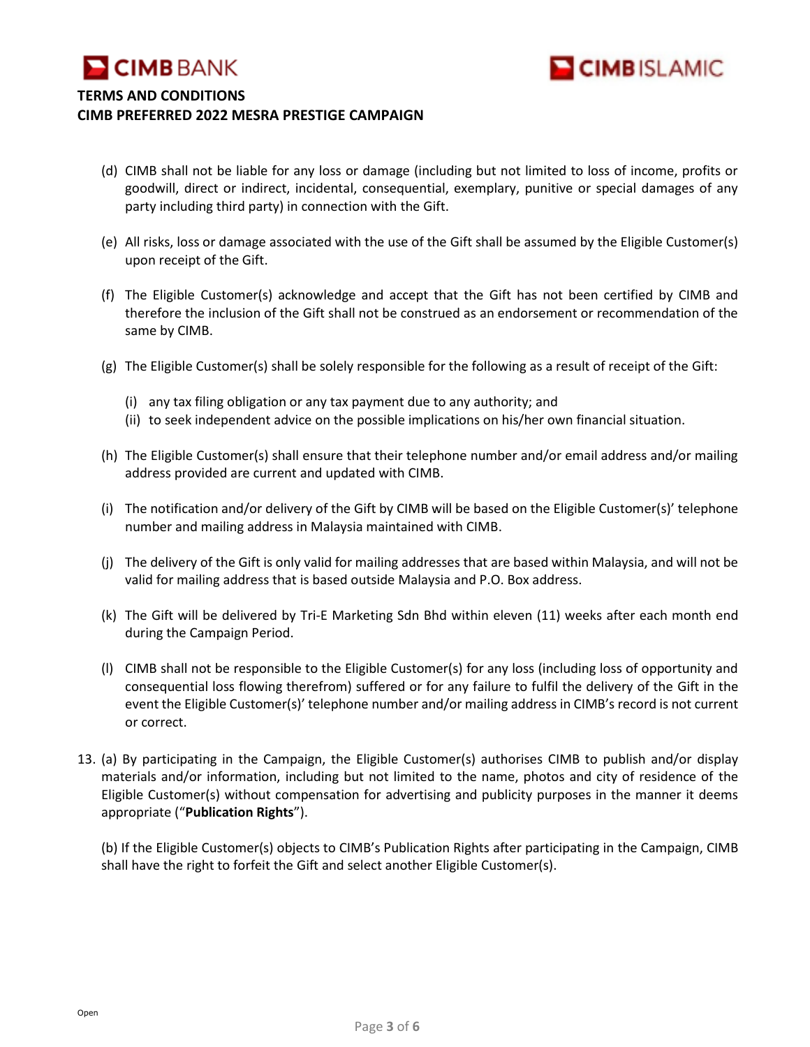(d) CIMB shall not be liable for any loss or damage (including but not limited to loss of income, profits or goodwill, direct or indirect, incidental, consequential, exemplary, punitive or special damages of any party including third party) in connection with the Gift.

(e) All risks, loss or damage associated with the use of the Gift shall be assumed by the Eligible Customer(s) upon receipt of the Gift.

(f) The Eligible Customer(s) acknowledge and accept that the Gift has not been certified by CIMB and therefore the inclusion of the Gift shall not be construed as an endorsement or recommendation of the same by CIMB.

(g) The Eligible Customer(s) shall be solely responsible for the following as a result of receipt of the Gift:

   (i) any tax filing obligation or any tax payment due to any authority; and
   (ii) to seek independent advice on the possible implications on his/her own financial situation.

(h) The Eligible Customer(s) shall ensure that their telephone number and/or email address and/or mailing address provided are current and updated with CIMB.

(i) The notification and/or delivery of the Gift by CIMB will be based on the Eligible Customer(s)' telephone number and mailing address in Malaysia maintained with CIMB.

(j) The delivery of the Gift is only valid for mailing addresses that are based within Malaysia, and will not be valid for mailing address that is based outside Malaysia and P.O. Box address.

(k) The Gift will be delivered by Tri-E Marketing Sdn Bhd within eleven (11) weeks after each month end during the Campaign Period.

(l) CIMB shall not be responsible to the Eligible Customer(s) for any loss (including loss of opportunity and consequential loss flowing therefrom) suffered or for any failure to fulfil the delivery of the Gift in the event the Eligible Customer(s)' telephone number and/or mailing address in CIMB's record is not current or correct.

13. (a) By participating in the Campaign, the Eligible Customer(s) authorises CIMB to publish and/or display materials and/or information, including but not limited to the name, photos and city of residence of the Eligible Customer(s) without compensation for advertising and publicity purposes in the manner it deems appropriate ("**Publication Rights**").

    (b) If the Eligible Customer(s) objects to CIMB's Publication Rights after participating in the Campaign, CIMB shall have the right to forfeit the Gift and select another Eligible Customer(s).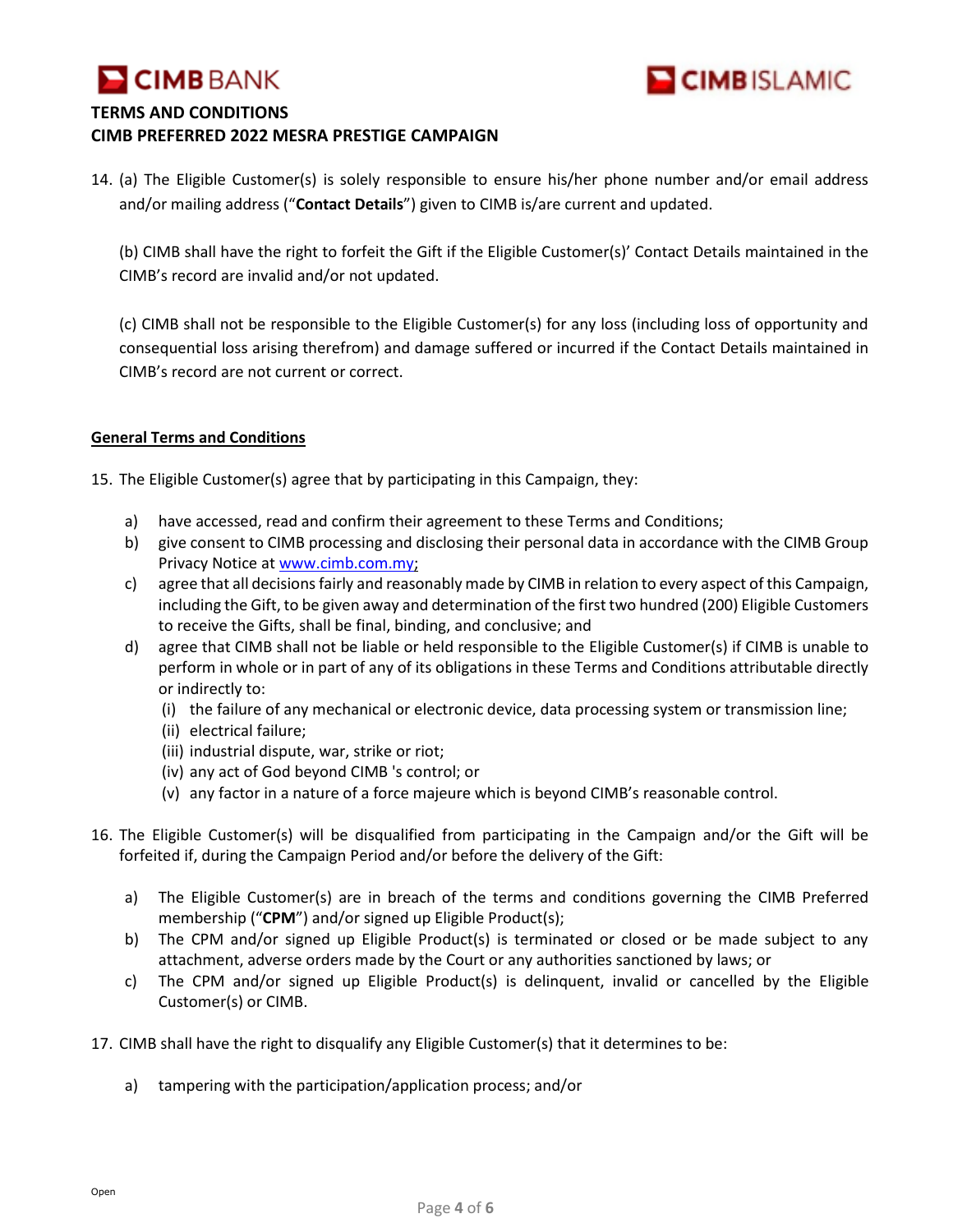14. (a) The Eligible Customer(s) is solely responsible to ensure his/her phone number and/or email address and/or mailing address ("**Contact Details**") given to CIMB is/are current and updated.

    (b) CIMB shall have the right to forfeit the Gift if the Eligible Customer(s)' Contact Details maintained in the CIMB's record are invalid and/or not updated.

    (c) CIMB shall not be responsible to the Eligible Customer(s) for any loss (including loss of opportunity and consequential loss arising therefrom) and damage suffered or incurred if the Contact Details maintained in CIMB's record are not current or correct.

**<u>General Terms and Conditions</u>**

15. The Eligible Customer(s) agree that by participating in this Campaign, they:

    a) have accessed, read and confirm their agreement to these Terms and Conditions;
    b) give consent to CIMB processing and disclosing their personal data in accordance with the CIMB Group Privacy Notice at www.cimb.com.my;
    c) agree that all decisions fairly and reasonably made by CIMB in relation to every aspect of this Campaign, including the Gift, to be given away and determination of the first two hundred (200) Eligible Customers to receive the Gifts, shall be final, binding, and conclusive; and
    d) agree that CIMB shall not be liable or held responsible to the Eligible Customer(s) if CIMB is unable to perform in whole or in part of any of its obligations in these Terms and Conditions attributable directly or indirectly to:
       (i) the failure of any mechanical or electronic device, data processing system or transmission line;
       (ii) electrical failure;
       (iii) industrial dispute, war, strike or riot;
       (iv) any act of God beyond CIMB 's control; or
       (v) any factor in a nature of a force majeure which is beyond CIMB's reasonable control.

16. The Eligible Customer(s) will be disqualified from participating in the Campaign and/or the Gift will be forfeited if, during the Campaign Period and/or before the delivery of the Gift:

    a) The Eligible Customer(s) are in breach of the terms and conditions governing the CIMB Preferred membership ("**CPM**") and/or signed up Eligible Product(s);
    b) The CPM and/or signed up Eligible Product(s) is terminated or closed or be made subject to any attachment, adverse orders made by the Court or any authorities sanctioned by laws; or
    c) The CPM and/or signed up Eligible Product(s) is delinquent, invalid or cancelled by the Eligible Customer(s) or CIMB.

17. CIMB shall have the right to disqualify any Eligible Customer(s) that it determines to be:

    a) tampering with the participation/application process; and/or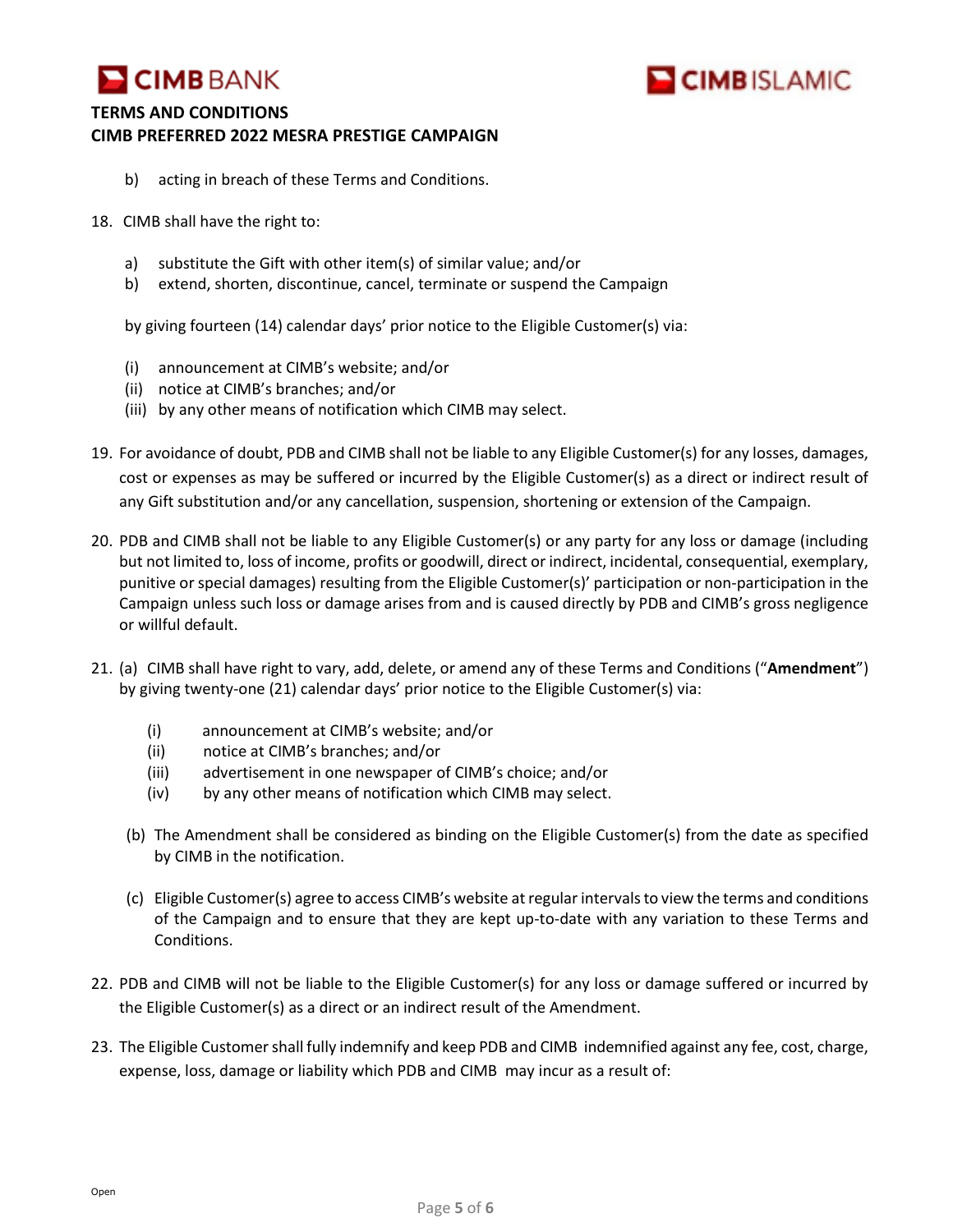b) acting in breach of these Terms and Conditions.

18. CIMB shall have the right to:

    a) substitute the Gift with other item(s) of similar value; and/or
    b) extend, shorten, discontinue, cancel, terminate or suspend the Campaign

    by giving fourteen (14) calendar days' prior notice to the Eligible Customer(s) via:

    (i) announcement at CIMB's website; and/or
    (ii) notice at CIMB's branches; and/or
    (iii) by any other means of notification which CIMB may select.

19. For avoidance of doubt, PDB and CIMB shall not be liable to any Eligible Customer(s) for any losses, damages, cost or expenses as may be suffered or incurred by the Eligible Customer(s) as a direct or indirect result of any Gift substitution and/or any cancellation, suspension, shortening or extension of the Campaign.

20. PDB and CIMB shall not be liable to any Eligible Customer(s) or any party for any loss or damage (including but not limited to, loss of income, profits or goodwill, direct or indirect, incidental, consequential, exemplary, punitive or special damages) resulting from the Eligible Customer(s)' participation or non-participation in the Campaign unless such loss or damage arises from and is caused directly by PDB and CIMB's gross negligence or willful default.

21. (a) CIMB shall have right to vary, add, delete, or amend any of these Terms and Conditions ("**Amendment**") by giving twenty-one (21) calendar days' prior notice to the Eligible Customer(s) via:

    (i) announcement at CIMB's website; and/or
    (ii) notice at CIMB's branches; and/or
    (iii) advertisement in one newspaper of CIMB's choice; and/or
    (iv) by any other means of notification which CIMB may select.

    (b) The Amendment shall be considered as binding on the Eligible Customer(s) from the date as specified by CIMB in the notification.

    (c) Eligible Customer(s) agree to access CIMB's website at regular intervals to view the terms and conditions of the Campaign and to ensure that they are kept up-to-date with any variation to these Terms and Conditions.

22. PDB and CIMB will not be liable to the Eligible Customer(s) for any loss or damage suffered or incurred by the Eligible Customer(s) as a direct or an indirect result of the Amendment.

23. The Eligible Customer shall fully indemnify and keep PDB and CIMB indemnified against any fee, cost, charge, expense, loss, damage or liability which PDB and CIMB may incur as a result of: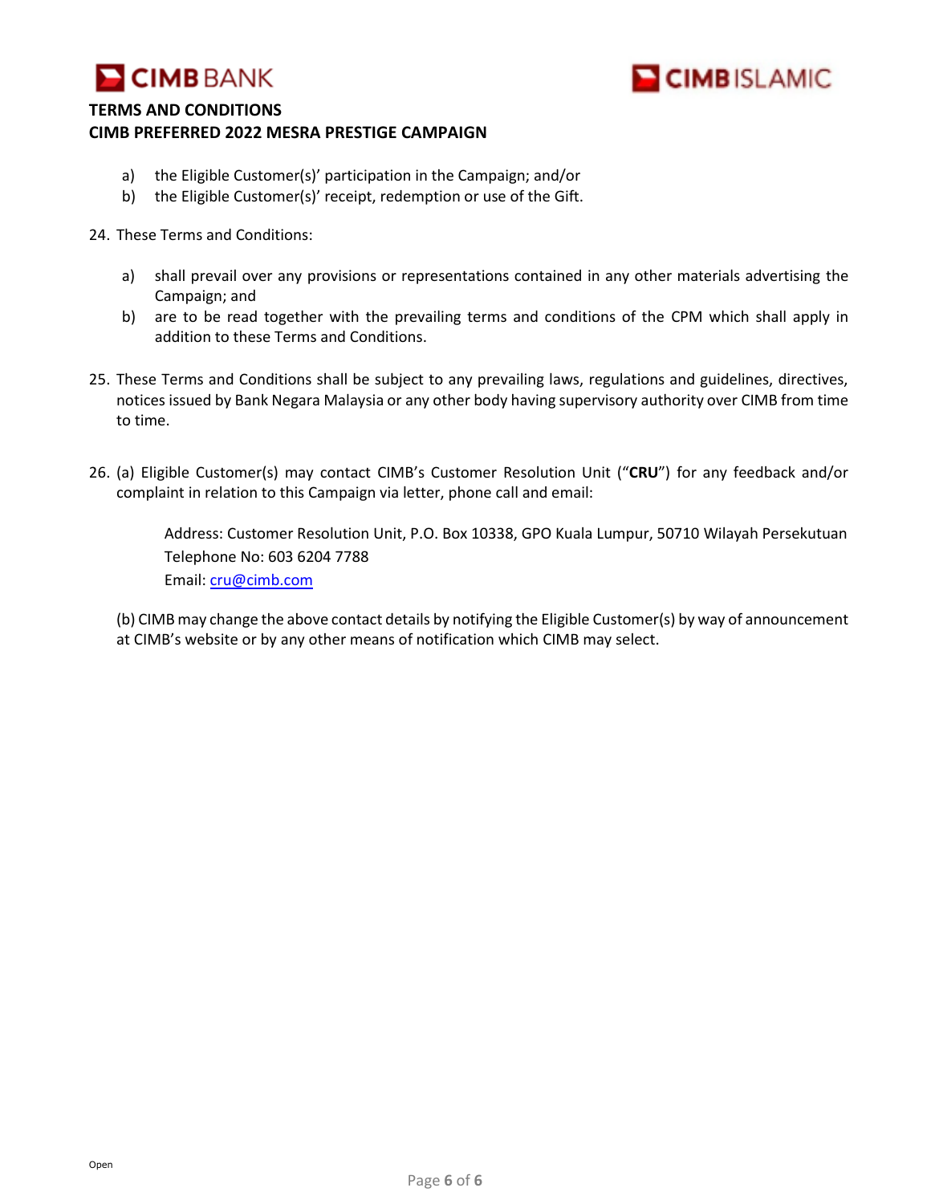a) the Eligible Customer(s)' participation in the Campaign; and/or
b) the Eligible Customer(s)' receipt, redemption or use of the Gift.

24. These Terms and Conditions:

    a) shall prevail over any provisions or representations contained in any other materials advertising the Campaign; and
    b) are to be read together with the prevailing terms and conditions of the CPM which shall apply in addition to these Terms and Conditions.

25. These Terms and Conditions shall be subject to any prevailing laws, regulations and guidelines, directives, notices issued by Bank Negara Malaysia or any other body having supervisory authority over CIMB from time to time.

26. (a) Eligible Customer(s) may contact CIMB's Customer Resolution Unit ("**CRU**") for any feedback and/or complaint in relation to this Campaign via letter, phone call and email:

    Address: Customer Resolution Unit, P.O. Box 10338, GPO Kuala Lumpur, 50710 Wilayah Persekutuan
    Telephone No: 603 6204 7788
    Email: cru@cimb.com

    (b) CIMB may change the above contact details by notifying the Eligible Customer(s) by way of announcement at CIMB's website or by any other means of notification which CIMB may select.